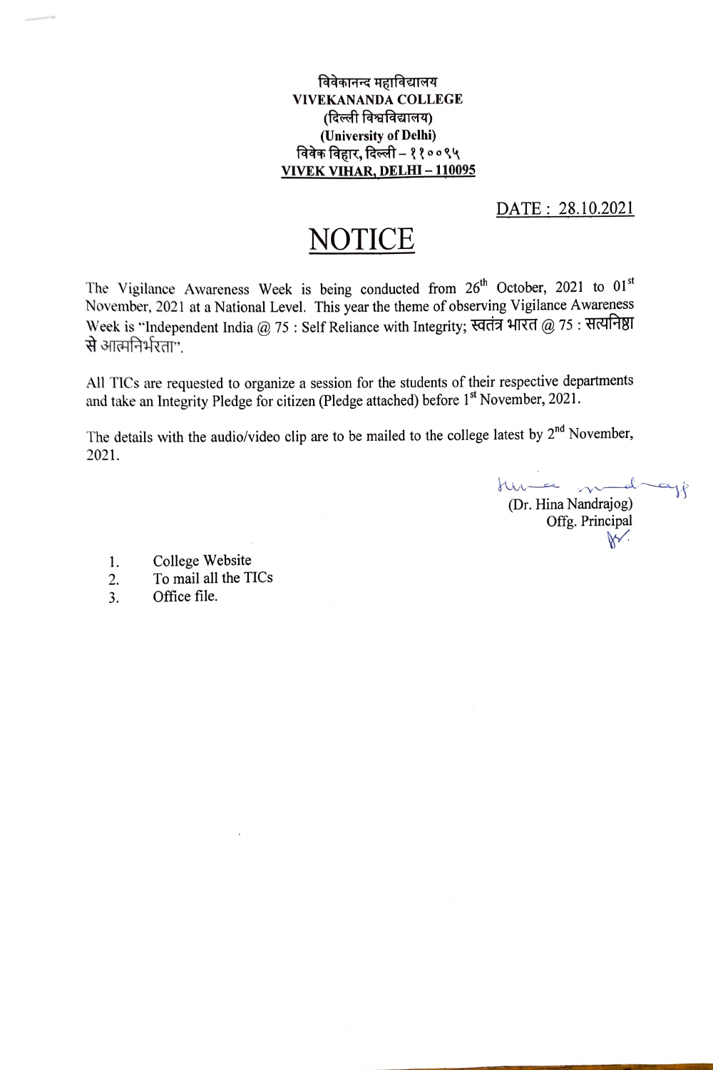**विवेकानन्द महाविद्यालय**
**VIVEKANANDA COLLEGE**
**(दिल्ली विश्वविद्यालय)**
**(University of Delhi)**
**विवेक विहार, दिल्ली – ११००९५**
**VIVEK VIHAR, DELHI – 110095**

DATE : 28.10.2021

# NOTICE

The Vigilance Awareness Week is being conducted from 26th October, 2021 to 01st November, 2021 at a National Level. This year the theme of observing Vigilance Awareness Week is "Independent India @ 75 : Self Reliance with Integrity; स्वतंत्र भारत @ 75 : सत्यनिष्ठा से आत्मनिर्भरता".

All TICs are requested to organize a session for the students of their respective departments and take an Integrity Pledge for citizen (Pledge attached) before 1st November, 2021.

The details with the audio/video clip are to be mailed to the college latest by 2nd November, 2021.

(Dr. Hina Nandrajog)
Offg. Principal

1. College Website
2. To mail all the TICs
3. Office file.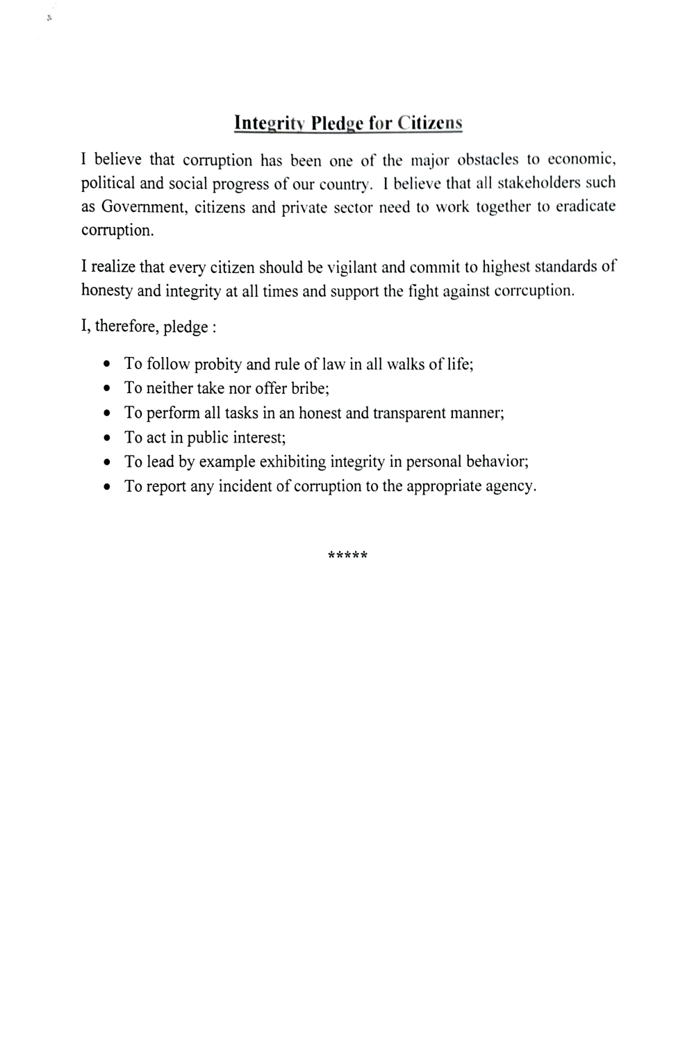## Integrity Pledge for Citizens

I believe that corruption has been one of the major obstacles to economic, political and social progress of our country. I believe that all stakeholders such as Government, citizens and private sector need to work together to eradicate corruption.

I realize that every citizen should be vigilant and commit to highest standards of honesty and integrity at all times and support the fight against corrcuption.

I, therefore, pledge :

- To follow probity and rule of law in all walks of life;
- To neither take nor offer bribe;
- To perform all tasks in an honest and transparent manner;
- To act in public interest;
- To lead by example exhibiting integrity in personal behavior;
- To report any incident of corruption to the appropriate agency.

*****